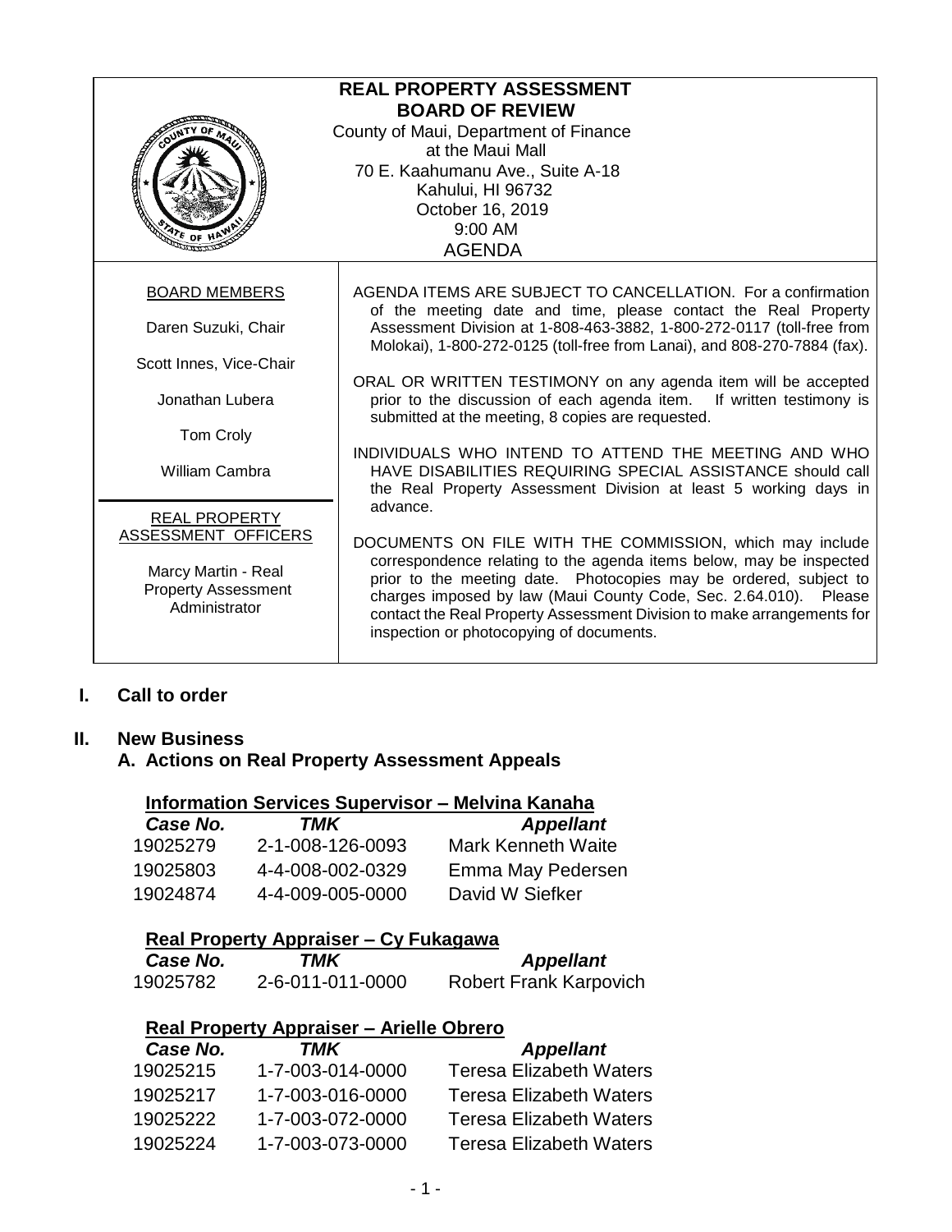# REAL PROPERTY ASSESSMENT BOARD OF REVIEW

County of Maui, Department of Finance
at the Maui Mall
70 E. Kaahumanu Ave., Suite A-18
Kahului, HI 96732
October 16, 2019
9:00 AM
AGENDA

BOARD MEMBERS

Daren Suzuki, Chair

Scott Innes, Vice-Chair

Jonathan Lubera

Tom Croly

William Cambra

REAL PROPERTY ASSESSMENT OFFICERS

Marcy Martin - Real Property Assessment Administrator

AGENDA ITEMS ARE SUBJECT TO CANCELLATION. For a confirmation of the meeting date and time, please contact the Real Property Assessment Division at 1-808-463-3882, 1-800-272-0117 (toll-free from Molokai), 1-800-272-0125 (toll-free from Lanai), and 808-270-7884 (fax).

ORAL OR WRITTEN TESTIMONY on any agenda item will be accepted prior to the discussion of each agenda item. If written testimony is submitted at the meeting, 8 copies are requested.

INDIVIDUALS WHO INTEND TO ATTEND THE MEETING AND WHO HAVE DISABILITIES REQUIRING SPECIAL ASSISTANCE should call the Real Property Assessment Division at least 5 working days in advance.

DOCUMENTS ON FILE WITH THE COMMISSION, which may include correspondence relating to the agenda items below, may be inspected prior to the meeting date. Photocopies may be ordered, subject to charges imposed by law (Maui County Code, Sec. 2.64.010). Please contact the Real Property Assessment Division to make arrangements for inspection or photocopying of documents.

## I. Call to order

## II. New Business

### A. Actions on Real Property Assessment Appeals

**Information Services Supervisor – Melvina Kanaha**

| *Case No.* | *TMK* | *Appellant* |
|---|---|---|
| 19025279 | 2-1-008-126-0093 | Mark Kenneth Waite |
| 19025803 | 4-4-008-002-0329 | Emma May Pedersen |
| 19024874 | 4-4-009-005-0000 | David W Siefker |

**Real Property Appraiser – Cy Fukagawa**

| *Case No.* | *TMK* | *Appellant* |
|---|---|---|
| 19025782 | 2-6-011-011-0000 | Robert Frank Karpovich |

**Real Property Appraiser – Arielle Obrero**

| *Case No.* | *TMK* | *Appellant* |
|---|---|---|
| 19025215 | 1-7-003-014-0000 | Teresa Elizabeth Waters |
| 19025217 | 1-7-003-016-0000 | Teresa Elizabeth Waters |
| 19025222 | 1-7-003-072-0000 | Teresa Elizabeth Waters |
| 19025224 | 1-7-003-073-0000 | Teresa Elizabeth Waters |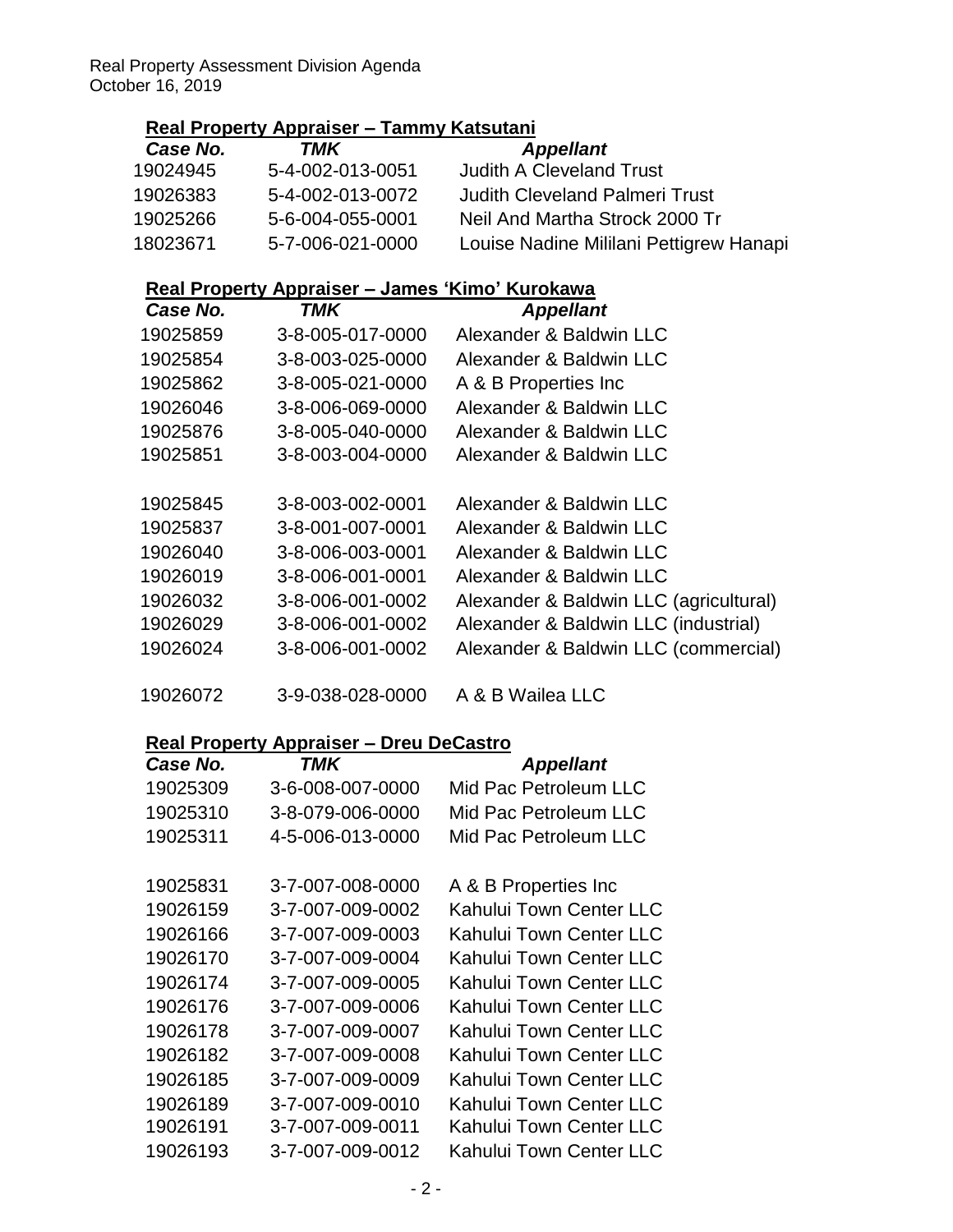**Real Property Appraiser – Tammy Katsutani**

| *Case No.* | *TMK* | *Appellant* |
|---|---|---|
| 19024945 | 5-4-002-013-0051 | Judith A Cleveland Trust |
| 19026383 | 5-4-002-013-0072 | Judith Cleveland Palmeri Trust |
| 19025266 | 5-6-004-055-0001 | Neil And Martha Strock 2000 Tr |
| 18023671 | 5-7-006-021-0000 | Louise Nadine Mililani Pettigrew Hanapi |

**Real Property Appraiser – James 'Kimo' Kurokawa**

| *Case No.* | *TMK* | *Appellant* |
|---|---|---|
| 19025859 | 3-8-005-017-0000 | Alexander & Baldwin LLC |
| 19025854 | 3-8-003-025-0000 | Alexander & Baldwin LLC |
| 19025862 | 3-8-005-021-0000 | A & B Properties Inc |
| 19026046 | 3-8-006-069-0000 | Alexander & Baldwin LLC |
| 19025876 | 3-8-005-040-0000 | Alexander & Baldwin LLC |
| 19025851 | 3-8-003-004-0000 | Alexander & Baldwin LLC |
| 19025845 | 3-8-003-002-0001 | Alexander & Baldwin LLC |
| 19025837 | 3-8-001-007-0001 | Alexander & Baldwin LLC |
| 19026040 | 3-8-006-003-0001 | Alexander & Baldwin LLC |
| 19026019 | 3-8-006-001-0001 | Alexander & Baldwin LLC |
| 19026032 | 3-8-006-001-0002 | Alexander & Baldwin LLC (agricultural) |
| 19026029 | 3-8-006-001-0002 | Alexander & Baldwin LLC (industrial) |
| 19026024 | 3-8-006-001-0002 | Alexander & Baldwin LLC (commercial) |
| 19026072 | 3-9-038-028-0000 | A & B Wailea LLC |

**Real Property Appraiser – Dreu DeCastro**

| *Case No.* | *TMK* | *Appellant* |
|---|---|---|
| 19025309 | 3-6-008-007-0000 | Mid Pac Petroleum LLC |
| 19025310 | 3-8-079-006-0000 | Mid Pac Petroleum LLC |
| 19025311 | 4-5-006-013-0000 | Mid Pac Petroleum LLC |
| 19025831 | 3-7-007-008-0000 | A & B Properties Inc |
| 19026159 | 3-7-007-009-0002 | Kahului Town Center LLC |
| 19026166 | 3-7-007-009-0003 | Kahului Town Center LLC |
| 19026170 | 3-7-007-009-0004 | Kahului Town Center LLC |
| 19026174 | 3-7-007-009-0005 | Kahului Town Center LLC |
| 19026176 | 3-7-007-009-0006 | Kahului Town Center LLC |
| 19026178 | 3-7-007-009-0007 | Kahului Town Center LLC |
| 19026182 | 3-7-007-009-0008 | Kahului Town Center LLC |
| 19026185 | 3-7-007-009-0009 | Kahului Town Center LLC |
| 19026189 | 3-7-007-009-0010 | Kahului Town Center LLC |
| 19026191 | 3-7-007-009-0011 | Kahului Town Center LLC |
| 19026193 | 3-7-007-009-0012 | Kahului Town Center LLC |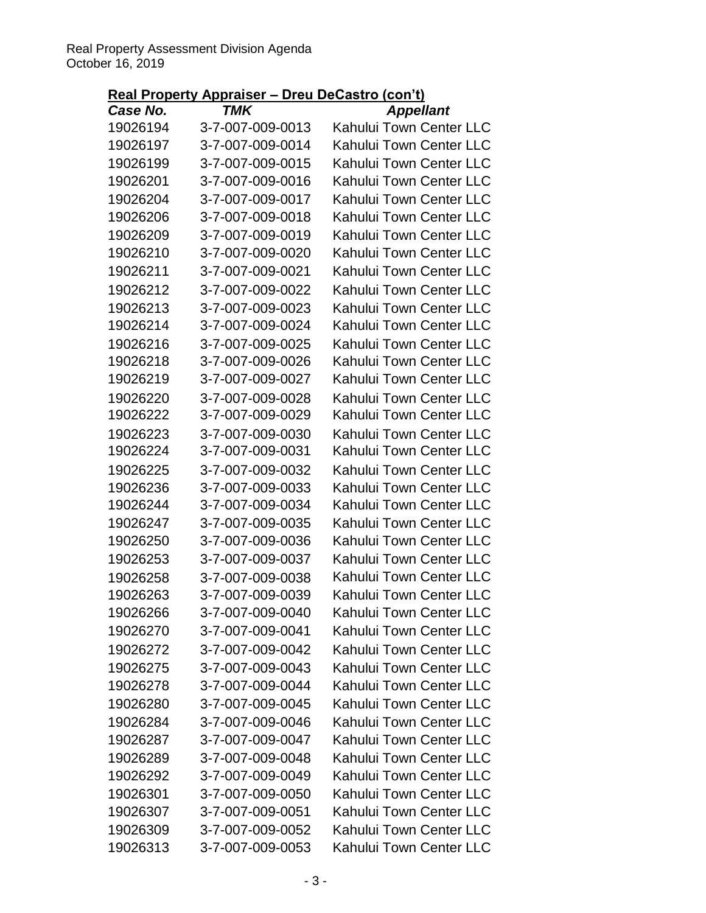## Real Property Appraiser – Dreu DeCastro (con't)

| *Case No.* | *TMK* | *Appellant* |
|---|---|---|
| 19026194 | 3-7-007-009-0013 | Kahului Town Center LLC |
| 19026197 | 3-7-007-009-0014 | Kahului Town Center LLC |
| 19026199 | 3-7-007-009-0015 | Kahului Town Center LLC |
| 19026201 | 3-7-007-009-0016 | Kahului Town Center LLC |
| 19026204 | 3-7-007-009-0017 | Kahului Town Center LLC |
| 19026206 | 3-7-007-009-0018 | Kahului Town Center LLC |
| 19026209 | 3-7-007-009-0019 | Kahului Town Center LLC |
| 19026210 | 3-7-007-009-0020 | Kahului Town Center LLC |
| 19026211 | 3-7-007-009-0021 | Kahului Town Center LLC |
| 19026212 | 3-7-007-009-0022 | Kahului Town Center LLC |
| 19026213 | 3-7-007-009-0023 | Kahului Town Center LLC |
| 19026214 | 3-7-007-009-0024 | Kahului Town Center LLC |
| 19026216 | 3-7-007-009-0025 | Kahului Town Center LLC |
| 19026218 | 3-7-007-009-0026 | Kahului Town Center LLC |
| 19026219 | 3-7-007-009-0027 | Kahului Town Center LLC |
| 19026220 | 3-7-007-009-0028 | Kahului Town Center LLC |
| 19026222 | 3-7-007-009-0029 | Kahului Town Center LLC |
| 19026223 | 3-7-007-009-0030 | Kahului Town Center LLC |
| 19026224 | 3-7-007-009-0031 | Kahului Town Center LLC |
| 19026225 | 3-7-007-009-0032 | Kahului Town Center LLC |
| 19026236 | 3-7-007-009-0033 | Kahului Town Center LLC |
| 19026244 | 3-7-007-009-0034 | Kahului Town Center LLC |
| 19026247 | 3-7-007-009-0035 | Kahului Town Center LLC |
| 19026250 | 3-7-007-009-0036 | Kahului Town Center LLC |
| 19026253 | 3-7-007-009-0037 | Kahului Town Center LLC |
| 19026258 | 3-7-007-009-0038 | Kahului Town Center LLC |
| 19026263 | 3-7-007-009-0039 | Kahului Town Center LLC |
| 19026266 | 3-7-007-009-0040 | Kahului Town Center LLC |
| 19026270 | 3-7-007-009-0041 | Kahului Town Center LLC |
| 19026272 | 3-7-007-009-0042 | Kahului Town Center LLC |
| 19026275 | 3-7-007-009-0043 | Kahului Town Center LLC |
| 19026278 | 3-7-007-009-0044 | Kahului Town Center LLC |
| 19026280 | 3-7-007-009-0045 | Kahului Town Center LLC |
| 19026284 | 3-7-007-009-0046 | Kahului Town Center LLC |
| 19026287 | 3-7-007-009-0047 | Kahului Town Center LLC |
| 19026289 | 3-7-007-009-0048 | Kahului Town Center LLC |
| 19026292 | 3-7-007-009-0049 | Kahului Town Center LLC |
| 19026301 | 3-7-007-009-0050 | Kahului Town Center LLC |
| 19026307 | 3-7-007-009-0051 | Kahului Town Center LLC |
| 19026309 | 3-7-007-009-0052 | Kahului Town Center LLC |
| 19026313 | 3-7-007-009-0053 | Kahului Town Center LLC |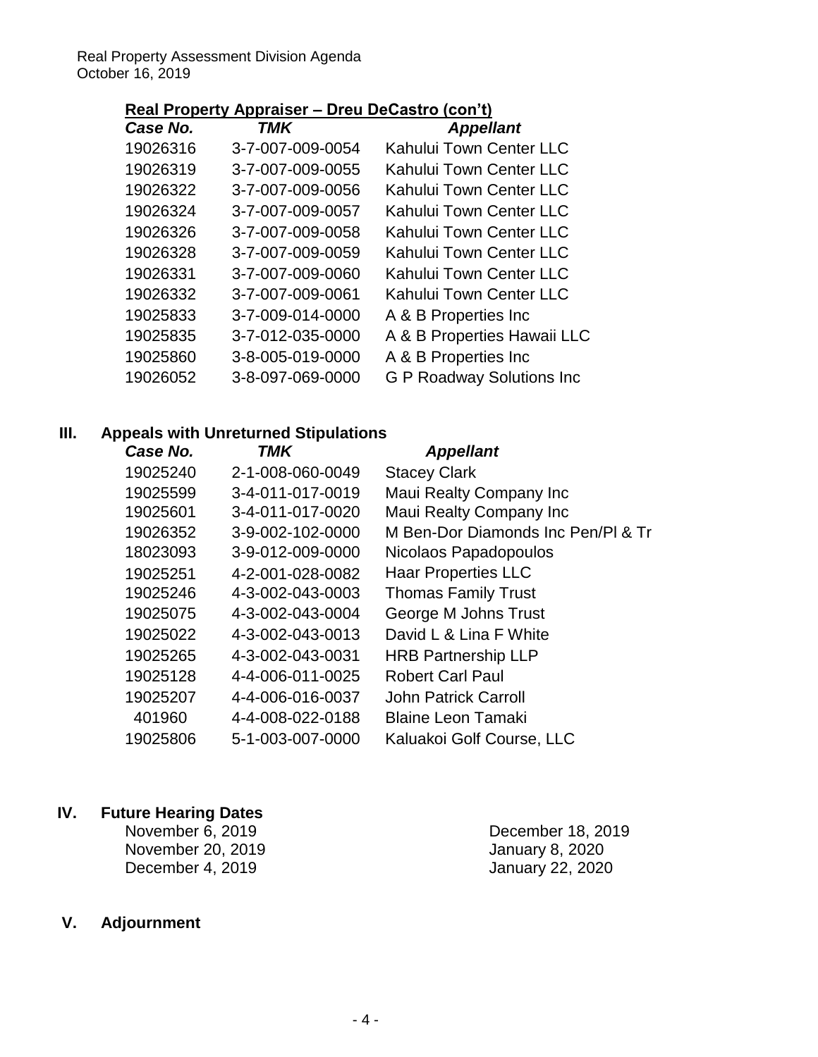**Real Property Appraiser – Dreu DeCastro (con't)**

| *Case No.* | *TMK* | *Appellant* |
|---|---|---|
| 19026316 | 3-7-007-009-0054 | Kahului Town Center LLC |
| 19026319 | 3-7-007-009-0055 | Kahului Town Center LLC |
| 19026322 | 3-7-007-009-0056 | Kahului Town Center LLC |
| 19026324 | 3-7-007-009-0057 | Kahului Town Center LLC |
| 19026326 | 3-7-007-009-0058 | Kahului Town Center LLC |
| 19026328 | 3-7-007-009-0059 | Kahului Town Center LLC |
| 19026331 | 3-7-007-009-0060 | Kahului Town Center LLC |
| 19026332 | 3-7-007-009-0061 | Kahului Town Center LLC |
| 19025833 | 3-7-009-014-0000 | A & B Properties Inc |
| 19025835 | 3-7-012-035-0000 | A & B Properties Hawaii LLC |
| 19025860 | 3-8-005-019-0000 | A & B Properties Inc |
| 19026052 | 3-8-097-069-0000 | G P Roadway Solutions Inc |

## III. Appeals with Unreturned Stipulations

| *Case No.* | *TMK* | *Appellant* |
|---|---|---|
| 19025240 | 2-1-008-060-0049 | Stacey Clark |
| 19025599 | 3-4-011-017-0019 | Maui Realty Company Inc |
| 19025601 | 3-4-011-017-0020 | Maui Realty Company Inc |
| 19026352 | 3-9-002-102-0000 | M Ben-Dor Diamonds Inc Pen/Pl & Tr |
| 18023093 | 3-9-012-009-0000 | Nicolaos Papadopoulos |
| 19025251 | 4-2-001-028-0082 | Haar Properties LLC |
| 19025246 | 4-3-002-043-0003 | Thomas Family Trust |
| 19025075 | 4-3-002-043-0004 | George M Johns Trust |
| 19025022 | 4-3-002-043-0013 | David L & Lina F White |
| 19025265 | 4-3-002-043-0031 | HRB Partnership LLP |
| 19025128 | 4-4-006-011-0025 | Robert Carl Paul |
| 19025207 | 4-4-006-016-0037 | John Patrick Carroll |
| 401960 | 4-4-008-022-0188 | Blaine Leon Tamaki |
| 19025806 | 5-1-003-007-0000 | Kaluakoi Golf Course, LLC |

## IV. Future Hearing Dates

November 6, 2019
November 20, 2019
December 4, 2019
December 18, 2019
January 8, 2020
January 22, 2020

## V. Adjournment